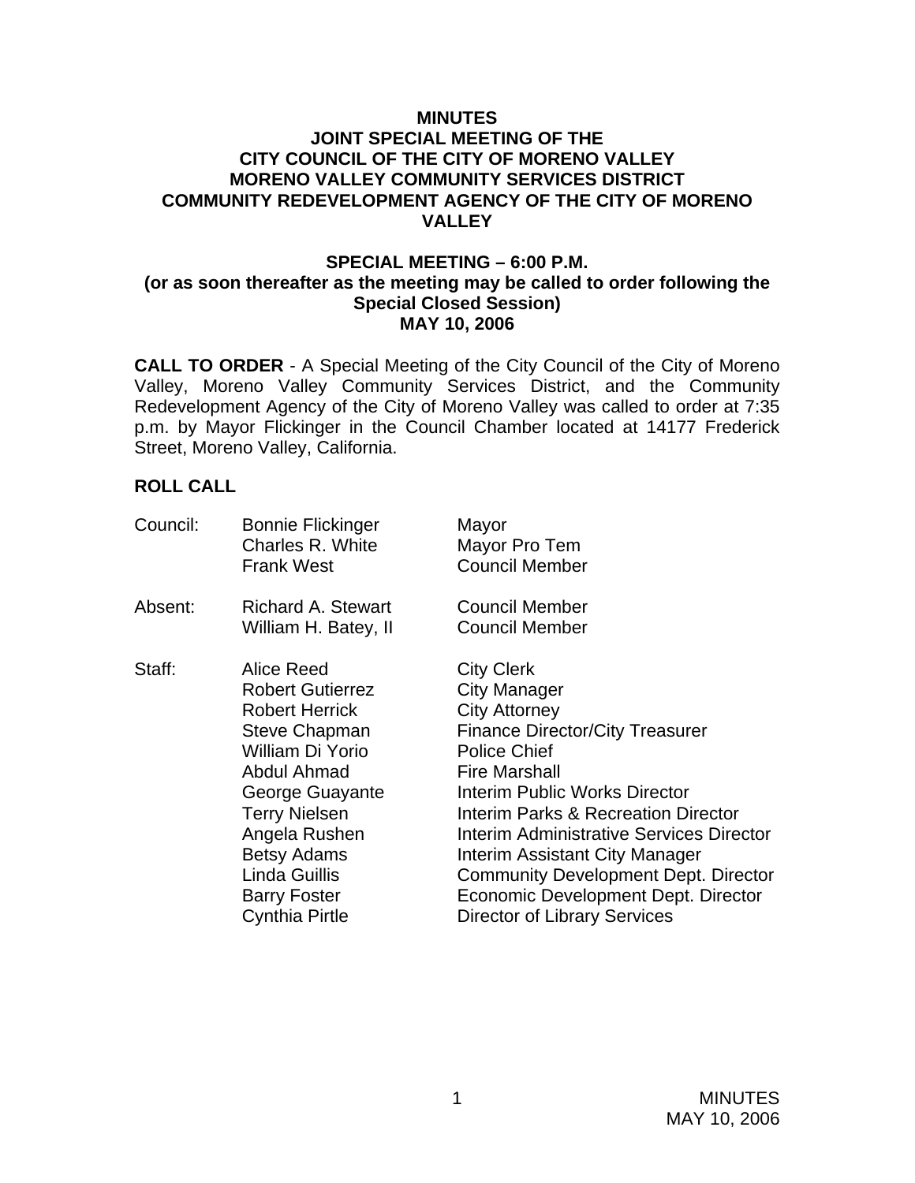# MINUTES
## JOINT SPECIAL MEETING OF THE CITY COUNCIL OF THE CITY OF MORENO VALLEY MORENO VALLEY COMMUNITY SERVICES DISTRICT COMMUNITY REDEVELOPMENT AGENCY OF THE CITY OF MORENO VALLEY

### SPECIAL MEETING – 6:00 P.M.
**(or as soon thereafter as the meeting may be called to order following the Special Closed Session)**
**MAY 10, 2006**

**CALL TO ORDER** - A Special Meeting of the City Council of the City of Moreno Valley, Moreno Valley Community Services District, and the Community Redevelopment Agency of the City of Moreno Valley was called to order at 7:35 p.m. by Mayor Flickinger in the Council Chamber located at 14177 Frederick Street, Moreno Valley, California.

**ROLL CALL**

| | | |
|---|---|---|
| Council: | Bonnie Flickinger | Mayor |
| | Charles R. White | Mayor Pro Tem |
| | Frank West | Council Member |
| Absent: | Richard A. Stewart | Council Member |
| | William H. Batey, II | Council Member |
| Staff: | Alice Reed | City Clerk |
| | Robert Gutierrez | City Manager |
| | Robert Herrick | City Attorney |
| | Steve Chapman | Finance Director/City Treasurer |
| | William Di Yorio | Police Chief |
| | Abdul Ahmad | Fire Marshall |
| | George Guayante | Interim Public Works Director |
| | Terry Nielsen | Interim Parks & Recreation Director |
| | Angela Rushen | Interim Administrative Services Director |
| | Betsy Adams | Interim Assistant City Manager |
| | Linda Guillis | Community Development Dept. Director |
| | Barry Foster | Economic Development Dept. Director |
| | Cynthia Pirtle | Director of Library Services |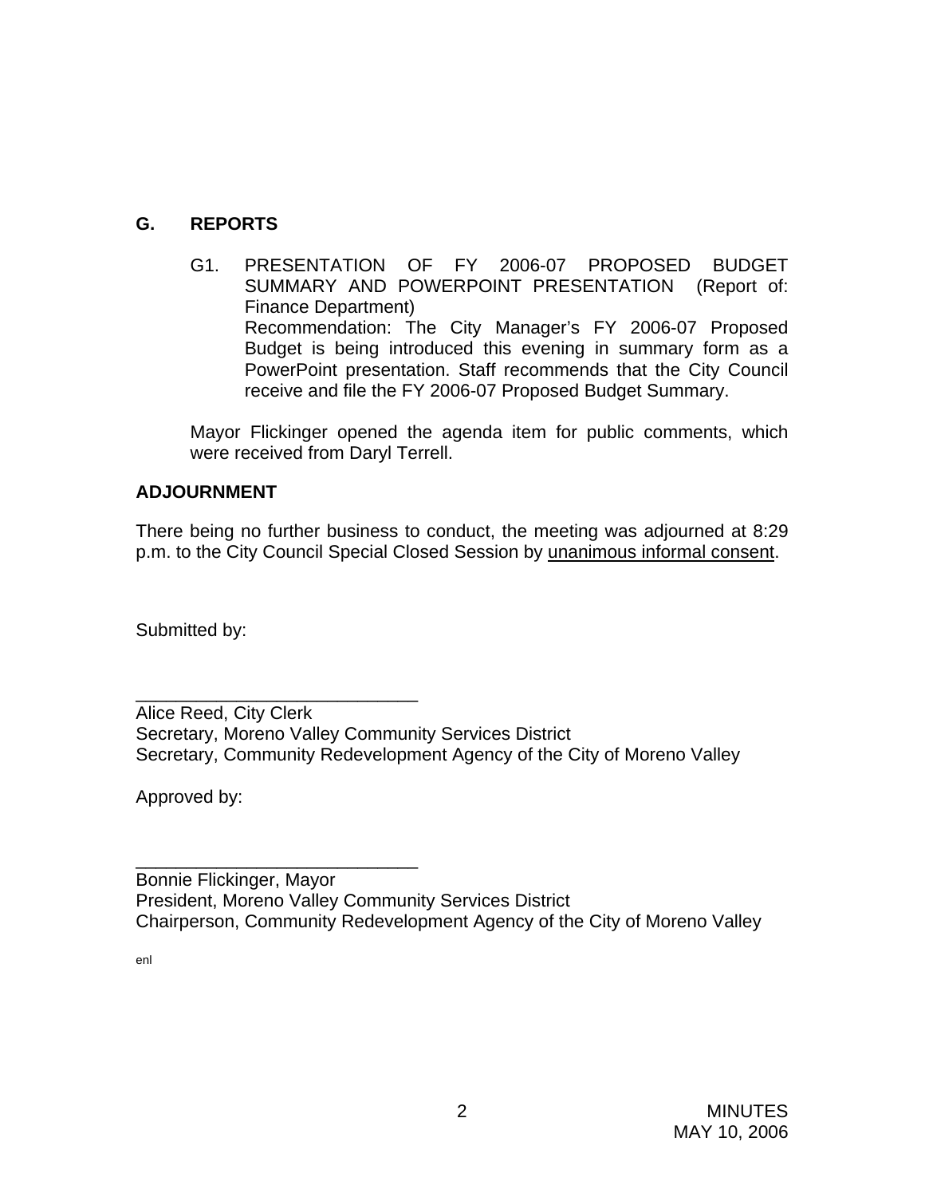## G. REPORTS

G1. PRESENTATION OF FY 2006-07 PROPOSED BUDGET SUMMARY AND POWERPOINT PRESENTATION (Report of: Finance Department)
Recommendation: The City Manager's FY 2006-07 Proposed Budget is being introduced this evening in summary form as a PowerPoint presentation. Staff recommends that the City Council receive and file the FY 2006-07 Proposed Budget Summary.

Mayor Flickinger opened the agenda item for public comments, which were received from Daryl Terrell.

## ADJOURNMENT

There being no further business to conduct, the meeting was adjourned at 8:29 p.m. to the City Council Special Closed Session by unanimous informal consent.

Submitted by:

\_\_\_\_\_\_\_\_\_\_\_\_\_\_\_\_\_\_\_\_\_\_\_\_\_\_\_\_\_\_
Alice Reed, City Clerk
Secretary, Moreno Valley Community Services District
Secretary, Community Redevelopment Agency of the City of Moreno Valley

Approved by:

\_\_\_\_\_\_\_\_\_\_\_\_\_\_\_\_\_\_\_\_\_\_\_\_\_\_\_\_\_\_
Bonnie Flickinger, Mayor
President, Moreno Valley Community Services District
Chairperson, Community Redevelopment Agency of the City of Moreno Valley

enl